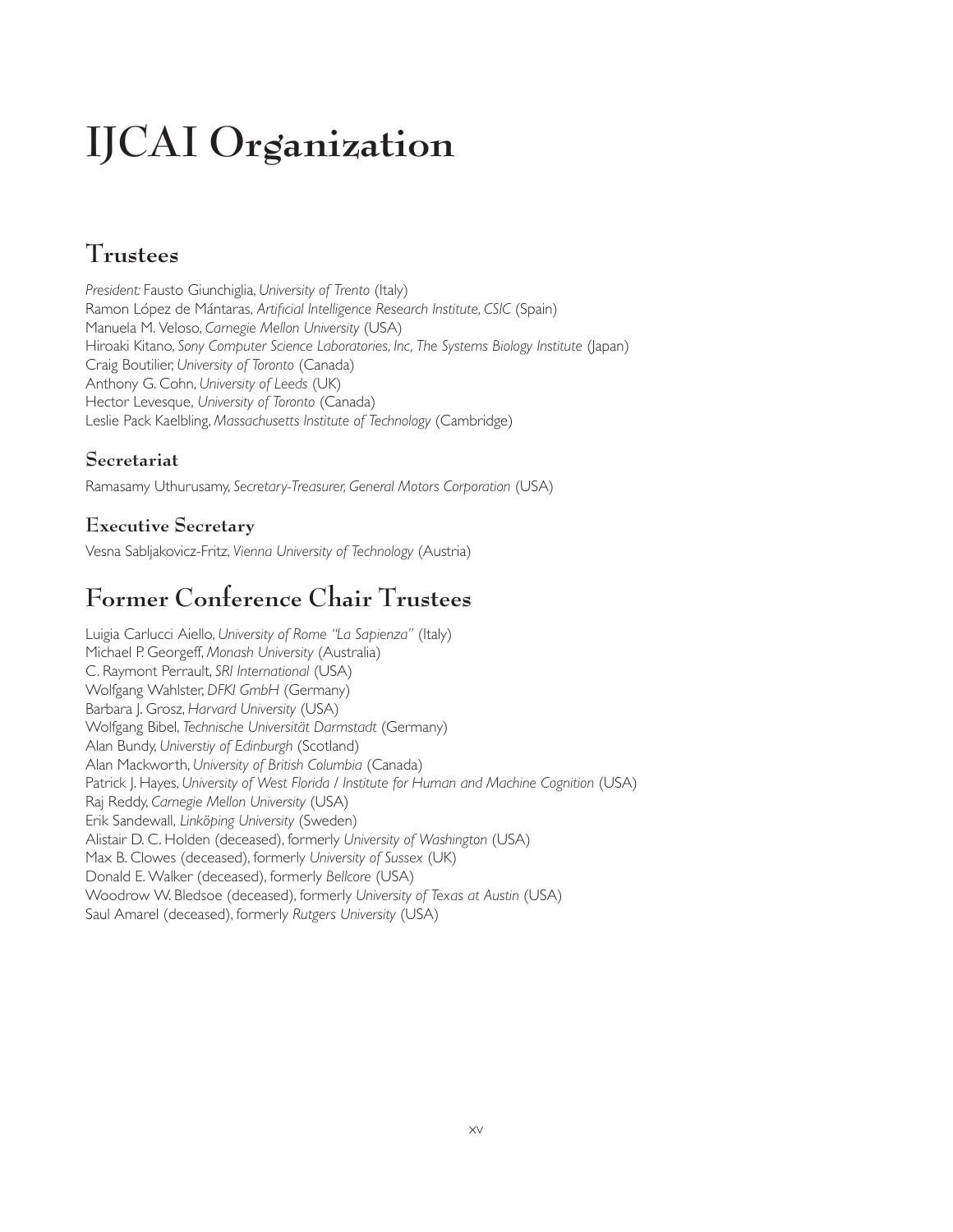# IJCAI Organization

## Trustees

*President:* Fausto Giunchiglia, *University of Trento* (Italy)
Ramon López de Mántaras, *Artificial Intelligence Research Institute, CSIC* (Spain)
Manuela M. Veloso, *Carnegie Mellon University* (USA)
Hiroaki Kitano, *Sony Computer Science Laboratories, Inc, The Systems Biology Institute* (Japan)
Craig Boutilier, *University of Toronto* (Canada)
Anthony G. Cohn, *University of Leeds* (UK)
Hector Levesque, *University of Toronto* (Canada)
Leslie Pack Kaelbling, *Massachusetts Institute of Technology* (Cambridge)

### Secretariat

Ramasamy Uthurusamy, *Secretary-Treasurer, General Motors Corporation* (USA)

### Executive Secretary

Vesna Sabljakovicz-Fritz, *Vienna University of Technology* (Austria)

## Former Conference Chair Trustees

Luigia Carlucci Aiello, *University of Rome "La Sapienza"* (Italy)
Michael P. Georgeff, *Monash University* (Australia)
C. Raymont Perrault, *SRI International* (USA)
Wolfgang Wahlster, *DFKI GmbH* (Germany)
Barbara J. Grosz, *Harvard University* (USA)
Wolfgang Bibel, *Technische Universität Darmstadt* (Germany)
Alan Bundy, *Universtiy of Edinburgh* (Scotland)
Alan Mackworth, *University of British Columbia* (Canada)
Patrick J. Hayes, *University of West Florida / Institute for Human and Machine Cognition* (USA)
Raj Reddy, *Carnegie Mellon University* (USA)
Erik Sandewall, *Linköping University* (Sweden)
Alistair D. C. Holden (deceased), formerly *University of Washington* (USA)
Max B. Clowes (deceased), formerly *University of Sussex* (UK)
Donald E. Walker (deceased), formerly *Bellcore* (USA)
Woodrow W. Bledsoe (deceased), formerly *University of Texas at Austin* (USA)
Saul Amarel (deceased), formerly *Rutgers University* (USA)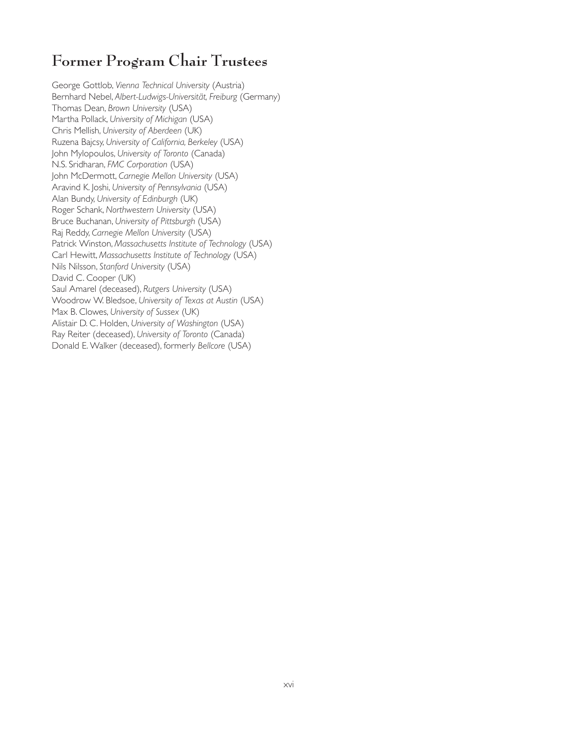## Former Program Chair Trustees

George Gottlob, *Vienna Technical University* (Austria)
Bernhard Nebel, *Albert-Ludwigs-Universität, Freiburg* (Germany)
Thomas Dean, *Brown University* (USA)
Martha Pollack, *University of Michigan* (USA)
Chris Mellish, *University of Aberdeen* (UK)
Ruzena Bajcsy, *University of California, Berkeley* (USA)
John Mylopoulos, *University of Toronto* (Canada)
N.S. Sridharan, *FMC Corporation* (USA)
John McDermott, *Carnegie Mellon University* (USA)
Aravind K. Joshi, *University of Pennsylvania* (USA)
Alan Bundy, *University of Edinburgh* (UK)
Roger Schank, *Northwestern University* (USA)
Bruce Buchanan, *University of Pittsburgh* (USA)
Raj Reddy, *Carnegie Mellon University* (USA)
Patrick Winston, *Massachusetts Institute of Technology* (USA)
Carl Hewitt, *Massachusetts Institute of Technology* (USA)
Nils Nilsson, *Stanford University* (USA)
David C. Cooper (UK)
Saul Amarel (deceased), *Rutgers University* (USA)
Woodrow W. Bledsoe, *University of Texas at Austin* (USA)
Max B. Clowes, *University of Sussex* (UK)
Alistair D. C. Holden, *University of Washington* (USA)
Ray Reiter (deceased), *University of Toronto* (Canada)
Donald E. Walker (deceased), formerly *Bellcore* (USA)